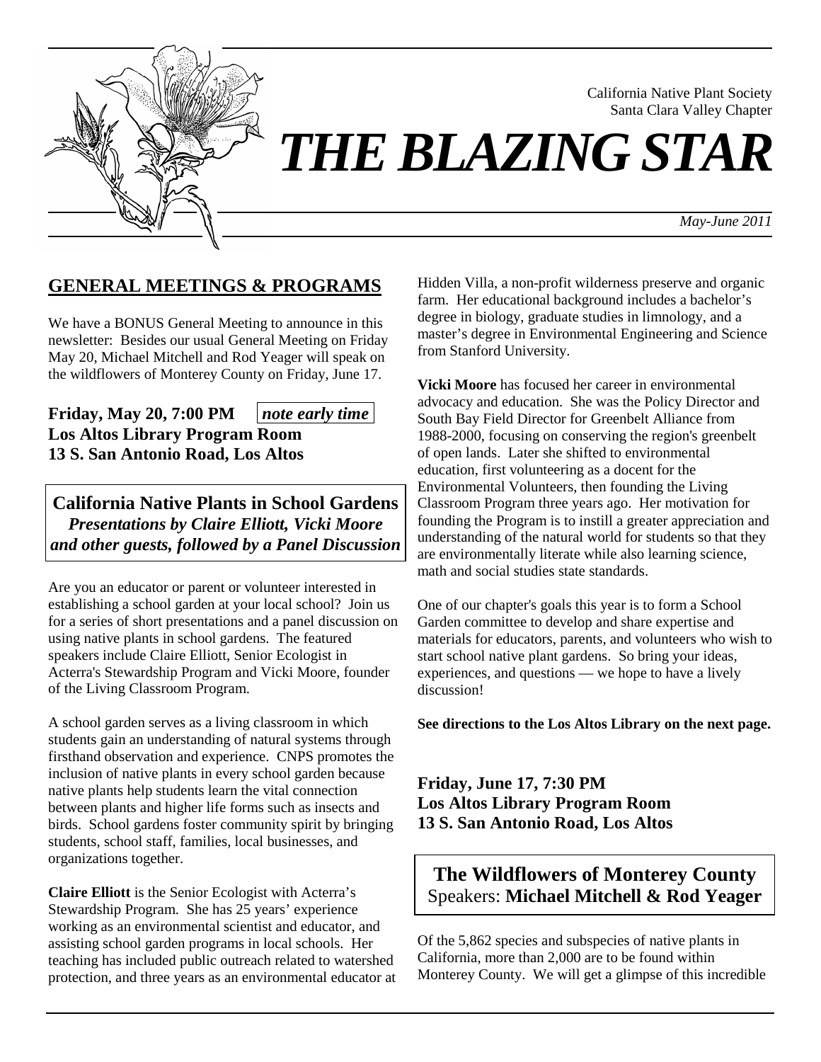California Native Plant Society
Santa Clara Valley Chapter

# THE BLAZING STAR

*May-June 2011*

## GENERAL MEETINGS & PROGRAMS

We have a BONUS General Meeting to announce in this newsletter: Besides our usual General Meeting on Friday May 20, Michael Mitchell and Rod Yeager will speak on the wildflowers of Monterey County on Friday, June 17.

**Friday, May 20, 7:00 PM** *note early time*
**Los Altos Library Program Room**
**13 S. San Antonio Road, Los Altos**

### California Native Plants in School Gardens

***Presentations by Claire Elliott, Vicki Moore and other guests, followed by a Panel Discussion***

Are you an educator or parent or volunteer interested in establishing a school garden at your local school? Join us for a series of short presentations and a panel discussion on using native plants in school gardens. The featured speakers include Claire Elliott, Senior Ecologist in Acterra's Stewardship Program and Vicki Moore, founder of the Living Classroom Program.

A school garden serves as a living classroom in which students gain an understanding of natural systems through firsthand observation and experience. CNPS promotes the inclusion of native plants in every school garden because native plants help students learn the vital connection between plants and higher life forms such as insects and birds. School gardens foster community spirit by bringing students, school staff, families, local businesses, and organizations together.

**Claire Elliott** is the Senior Ecologist with Acterra's Stewardship Program. She has 25 years' experience working as an environmental scientist and educator, and assisting school garden programs in local schools. Her teaching has included public outreach related to watershed protection, and three years as an environmental educator at Hidden Villa, a non-profit wilderness preserve and organic farm. Her educational background includes a bachelor's degree in biology, graduate studies in limnology, and a master's degree in Environmental Engineering and Science from Stanford University.

**Vicki Moore** has focused her career in environmental advocacy and education. She was the Policy Director and South Bay Field Director for Greenbelt Alliance from 1988-2000, focusing on conserving the region's greenbelt of open lands. Later she shifted to environmental education, first volunteering as a docent for the Environmental Volunteers, then founding the Living Classroom Program three years ago. Her motivation for founding the Program is to instill a greater appreciation and understanding of the natural world for students so that they are environmentally literate while also learning science, math and social studies state standards.

One of our chapter's goals this year is to form a School Garden committee to develop and share expertise and materials for educators, parents, and volunteers who wish to start school native plant gardens. So bring your ideas, experiences, and questions — we hope to have a lively discussion!

**See directions to the Los Altos Library on the next page.**

**Friday, June 17, 7:30 PM**
**Los Altos Library Program Room**
**13 S. San Antonio Road, Los Altos**

### The Wildflowers of Monterey County

Speakers: **Michael Mitchell & Rod Yeager**

Of the 5,862 species and subspecies of native plants in California, more than 2,000 are to be found within Monterey County. We will get a glimpse of this incredible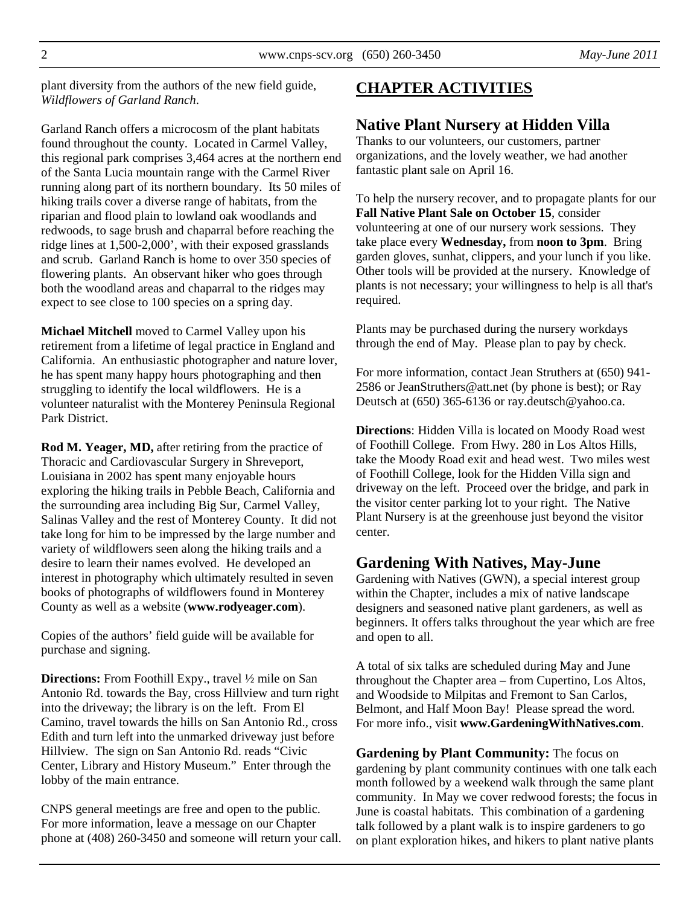plant diversity from the authors of the new field guide, *Wildflowers of Garland Ranch*.

Garland Ranch offers a microcosm of the plant habitats found throughout the county. Located in Carmel Valley, this regional park comprises 3,464 acres at the northern end of the Santa Lucia mountain range with the Carmel River running along part of its northern boundary. Its 50 miles of hiking trails cover a diverse range of habitats, from the riparian and flood plain to lowland oak woodlands and redwoods, to sage brush and chaparral before reaching the ridge lines at 1,500-2,000', with their exposed grasslands and scrub. Garland Ranch is home to over 350 species of flowering plants. An observant hiker who goes through both the woodland areas and chaparral to the ridges may expect to see close to 100 species on a spring day.

**Michael Mitchell** moved to Carmel Valley upon his retirement from a lifetime of legal practice in England and California. An enthusiastic photographer and nature lover, he has spent many happy hours photographing and then struggling to identify the local wildflowers. He is a volunteer naturalist with the Monterey Peninsula Regional Park District.

**Rod M. Yeager, MD,** after retiring from the practice of Thoracic and Cardiovascular Surgery in Shreveport, Louisiana in 2002 has spent many enjoyable hours exploring the hiking trails in Pebble Beach, California and the surrounding area including Big Sur, Carmel Valley, Salinas Valley and the rest of Monterey County. It did not take long for him to be impressed by the large number and variety of wildflowers seen along the hiking trails and a desire to learn their names evolved. He developed an interest in photography which ultimately resulted in seven books of photographs of wildflowers found in Monterey County as well as a website (**www.rodyeager.com**).

Copies of the authors' field guide will be available for purchase and signing.

**Directions:** From Foothill Expy., travel ½ mile on San Antonio Rd. towards the Bay, cross Hillview and turn right into the driveway; the library is on the left. From El Camino, travel towards the hills on San Antonio Rd., cross Edith and turn left into the unmarked driveway just before Hillview. The sign on San Antonio Rd. reads "Civic Center, Library and History Museum." Enter through the lobby of the main entrance.

CNPS general meetings are free and open to the public. For more information, leave a message on our Chapter phone at (408) 260-3450 and someone will return your call.

# CHAPTER ACTIVITIES

## Native Plant Nursery at Hidden Villa

Thanks to our volunteers, our customers, partner organizations, and the lovely weather, we had another fantastic plant sale on April 16.

To help the nursery recover, and to propagate plants for our **Fall Native Plant Sale on October 15**, consider volunteering at one of our nursery work sessions. They take place every **Wednesday,** from **noon to 3pm**. Bring garden gloves, sunhat, clippers, and your lunch if you like. Other tools will be provided at the nursery. Knowledge of plants is not necessary; your willingness to help is all that's required.

Plants may be purchased during the nursery workdays through the end of May. Please plan to pay by check.

For more information, contact Jean Struthers at (650) 941-2586 or JeanStruthers@att.net (by phone is best); or Ray Deutsch at (650) 365-6136 or ray.deutsch@yahoo.ca.

**Directions**: Hidden Villa is located on Moody Road west of Foothill College. From Hwy. 280 in Los Altos Hills, take the Moody Road exit and head west. Two miles west of Foothill College, look for the Hidden Villa sign and driveway on the left. Proceed over the bridge, and park in the visitor center parking lot to your right. The Native Plant Nursery is at the greenhouse just beyond the visitor center.

## Gardening With Natives, May-June

Gardening with Natives (GWN), a special interest group within the Chapter, includes a mix of native landscape designers and seasoned native plant gardeners, as well as beginners. It offers talks throughout the year which are free and open to all.

A total of six talks are scheduled during May and June throughout the Chapter area – from Cupertino, Los Altos, and Woodside to Milpitas and Fremont to San Carlos, Belmont, and Half Moon Bay! Please spread the word. For more info., visit **www.GardeningWithNatives.com**.

**Gardening by Plant Community:** The focus on gardening by plant community continues with one talk each month followed by a weekend walk through the same plant community. In May we cover redwood forests; the focus in June is coastal habitats. This combination of a gardening talk followed by a plant walk is to inspire gardeners to go on plant exploration hikes, and hikers to plant native plants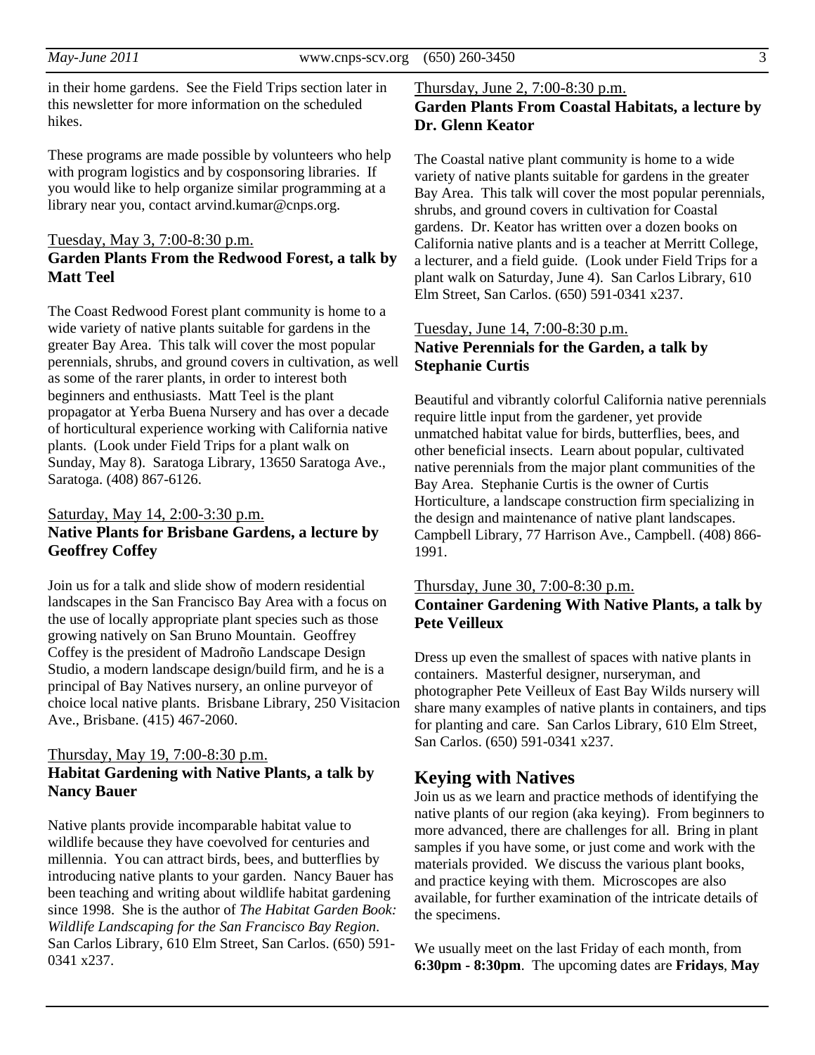in their home gardens. See the Field Trips section later in this newsletter for more information on the scheduled hikes.

These programs are made possible by volunteers who help with program logistics and by cosponsoring libraries. If you would like to help organize similar programming at a library near you, contact arvind.kumar@cnps.org.

Tuesday, May 3, 7:00-8:30 p.m.
**Garden Plants From the Redwood Forest, a talk by Matt Teel**

The Coast Redwood Forest plant community is home to a wide variety of native plants suitable for gardens in the greater Bay Area. This talk will cover the most popular perennials, shrubs, and ground covers in cultivation, as well as some of the rarer plants, in order to interest both beginners and enthusiasts. Matt Teel is the plant propagator at Yerba Buena Nursery and has over a decade of horticultural experience working with California native plants. (Look under Field Trips for a plant walk on Sunday, May 8). Saratoga Library, 13650 Saratoga Ave., Saratoga. (408) 867-6126.

Saturday, May 14, 2:00-3:30 p.m.
**Native Plants for Brisbane Gardens, a lecture by Geoffrey Coffey**

Join us for a talk and slide show of modern residential landscapes in the San Francisco Bay Area with a focus on the use of locally appropriate plant species such as those growing natively on San Bruno Mountain. Geoffrey Coffey is the president of Madroño Landscape Design Studio, a modern landscape design/build firm, and he is a principal of Bay Natives nursery, an online purveyor of choice local native plants. Brisbane Library, 250 Visitacion Ave., Brisbane. (415) 467-2060.

Thursday, May 19, 7:00-8:30 p.m.
**Habitat Gardening with Native Plants, a talk by Nancy Bauer**

Native plants provide incomparable habitat value to wildlife because they have coevolved for centuries and millennia. You can attract birds, bees, and butterflies by introducing native plants to your garden. Nancy Bauer has been teaching and writing about wildlife habitat gardening since 1998. She is the author of *The Habitat Garden Book: Wildlife Landscaping for the San Francisco Bay Region.* San Carlos Library, 610 Elm Street, San Carlos. (650) 591-0341 x237.

Thursday, June 2, 7:00-8:30 p.m.
**Garden Plants From Coastal Habitats, a lecture by Dr. Glenn Keator**

The Coastal native plant community is home to a wide variety of native plants suitable for gardens in the greater Bay Area. This talk will cover the most popular perennials, shrubs, and ground covers in cultivation for Coastal gardens. Dr. Keator has written over a dozen books on California native plants and is a teacher at Merritt College, a lecturer, and a field guide. (Look under Field Trips for a plant walk on Saturday, June 4). San Carlos Library, 610 Elm Street, San Carlos. (650) 591-0341 x237.

Tuesday, June 14, 7:00-8:30 p.m.
**Native Perennials for the Garden, a talk by Stephanie Curtis**

Beautiful and vibrantly colorful California native perennials require little input from the gardener, yet provide unmatched habitat value for birds, butterflies, bees, and other beneficial insects. Learn about popular, cultivated native perennials from the major plant communities of the Bay Area. Stephanie Curtis is the owner of Curtis Horticulture, a landscape construction firm specializing in the design and maintenance of native plant landscapes. Campbell Library, 77 Harrison Ave., Campbell. (408) 866-1991.

Thursday, June 30, 7:00-8:30 p.m.
**Container Gardening With Native Plants, a talk by Pete Veilleux**

Dress up even the smallest of spaces with native plants in containers. Masterful designer, nurseryman, and photographer Pete Veilleux of East Bay Wilds nursery will share many examples of native plants in containers, and tips for planting and care. San Carlos Library, 610 Elm Street, San Carlos. (650) 591-0341 x237.

## Keying with Natives

Join us as we learn and practice methods of identifying the native plants of our region (aka keying). From beginners to more advanced, there are challenges for all. Bring in plant samples if you have some, or just come and work with the materials provided. We discuss the various plant books, and practice keying with them. Microscopes are also available, for further examination of the intricate details of the specimens.

We usually meet on the last Friday of each month, from **6:30pm - 8:30pm**. The upcoming dates are **Fridays**, **May**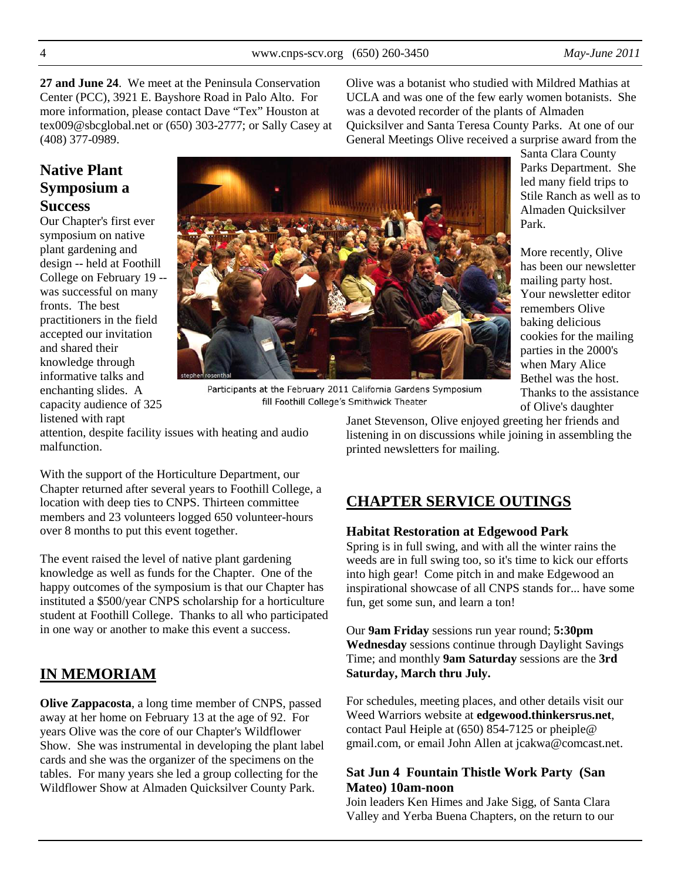**27 and June 24**. We meet at the Peninsula Conservation Center (PCC), 3921 E. Bayshore Road in Palo Alto. For more information, please contact Dave "Tex" Houston at tex009@sbcglobal.net or (650) 303-2777; or Sally Casey at (408) 377-0989.

## Native Plant Symposium a Success

Our Chapter's first ever symposium on native plant gardening and design -- held at Foothill College on February 19 -- was successful on many fronts. The best practitioners in the field accepted our invitation and shared their knowledge through informative talks and enchanting slides. A capacity audience of 325 listened with rapt attention, despite facility issues with heating and audio malfunction.

Participants at the February 2011 California Gardens Symposium fill Foothill College's Smithwick Theater

With the support of the Horticulture Department, our Chapter returned after several years to Foothill College, a location with deep ties to CNPS. Thirteen committee members and 23 volunteers logged 650 volunteer-hours over 8 months to put this event together.

The event raised the level of native plant gardening knowledge as well as funds for the Chapter. One of the happy outcomes of the symposium is that our Chapter has instituted a $500/year CNPS scholarship for a horticulture student at Foothill College. Thanks to all who participated in one way or another to make this event a success.

## IN MEMORIAM

**Olive Zappacosta**, a long time member of CNPS, passed away at her home on February 13 at the age of 92. For years Olive was the core of our Chapter's Wildflower Show. She was instrumental in developing the plant label cards and she was the organizer of the specimens on the tables. For many years she led a group collecting for the Wildflower Show at Almaden Quicksilver County Park.

Olive was a botanist who studied with Mildred Mathias at UCLA and was one of the few early women botanists. She was a devoted recorder of the plants of Almaden Quicksilver and Santa Teresa County Parks. At one of our General Meetings Olive received a surprise award from the Santa Clara County Parks Department. She led many field trips to Stile Ranch as well as to Almaden Quicksilver Park.

More recently, Olive has been our newsletter mailing party host. Your newsletter editor remembers Olive baking delicious cookies for the mailing parties in the 2000's when Mary Alice Bethel was the host. Thanks to the assistance of Olive's daughter Janet Stevenson, Olive enjoyed greeting her friends and listening in on discussions while joining in assembling the printed newsletters for mailing.

## CHAPTER SERVICE OUTINGS

### Habitat Restoration at Edgewood Park

Spring is in full swing, and with all the winter rains the weeds are in full swing too, so it's time to kick our efforts into high gear! Come pitch in and make Edgewood an inspirational showcase of all CNPS stands for... have some fun, get some sun, and learn a ton!

Our **9am Friday** sessions run year round; **5:30pm Wednesday** sessions continue through Daylight Savings Time; and monthly **9am Saturday** sessions are the **3rd Saturday, March thru July.**

For schedules, meeting places, and other details visit our Weed Warriors website at **edgewood.thinkersrus.net**, contact Paul Heiple at (650) 854-7125 or pheiple@gmail.com, or email John Allen at jcakwa@comcast.net.

### Sat Jun 4 Fountain Thistle Work Party (San Mateo) 10am-noon

Join leaders Ken Himes and Jake Sigg, of Santa Clara Valley and Yerba Buena Chapters, on the return to our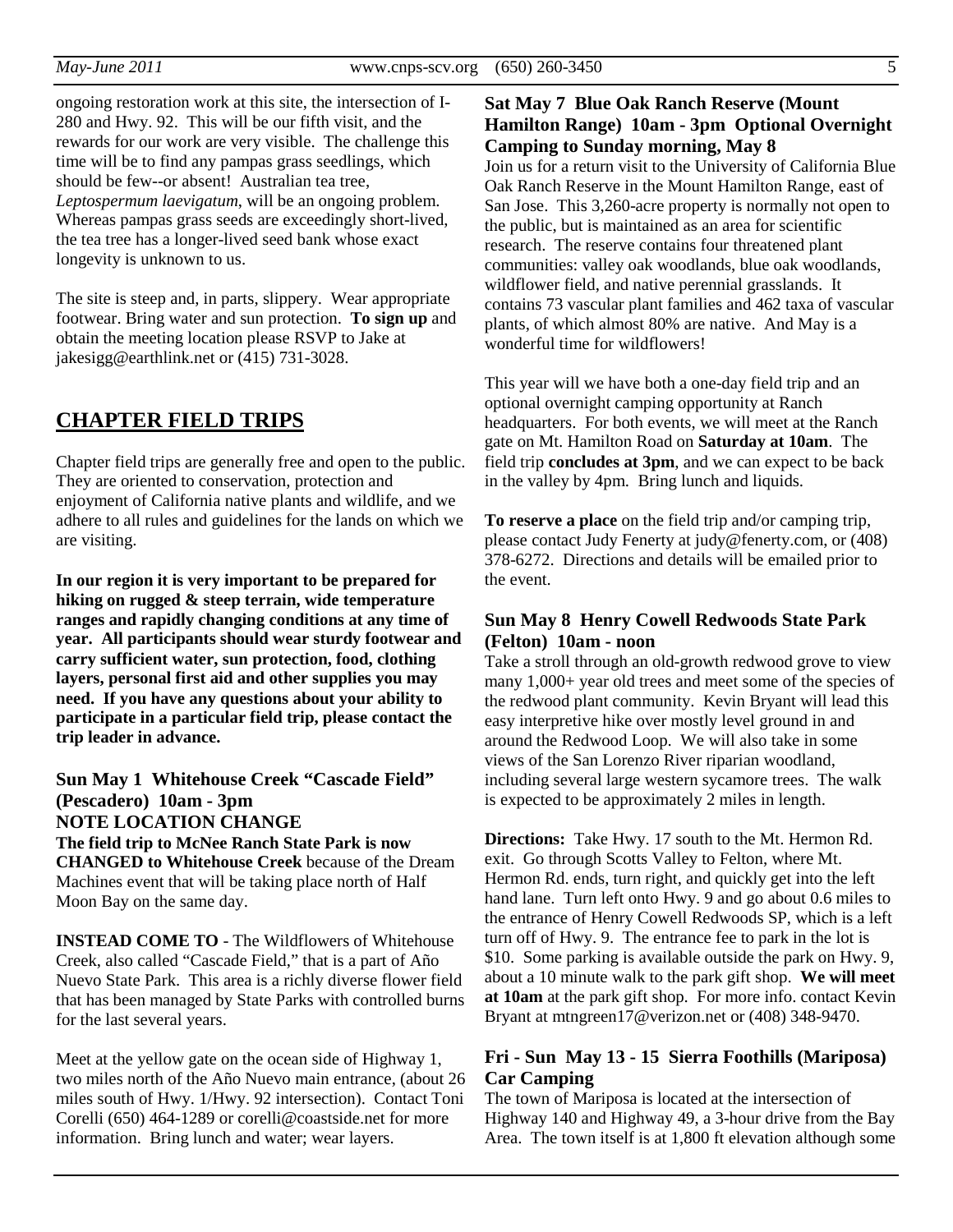ongoing restoration work at this site, the intersection of I-280 and Hwy. 92. This will be our fifth visit, and the rewards for our work are very visible. The challenge this time will be to find any pampas grass seedlings, which should be few--or absent! Australian tea tree, *Leptospermum laevigatum*, will be an ongoing problem. Whereas pampas grass seeds are exceedingly short-lived, the tea tree has a longer-lived seed bank whose exact longevity is unknown to us.

The site is steep and, in parts, slippery. Wear appropriate footwear. Bring water and sun protection. **To sign up** and obtain the meeting location please RSVP to Jake at jakesigg@earthlink.net or (415) 731-3028.

## CHAPTER FIELD TRIPS

Chapter field trips are generally free and open to the public. They are oriented to conservation, protection and enjoyment of California native plants and wildlife, and we adhere to all rules and guidelines for the lands on which we are visiting.

**In our region it is very important to be prepared for hiking on rugged & steep terrain, wide temperature ranges and rapidly changing conditions at any time of year. All participants should wear sturdy footwear and carry sufficient water, sun protection, food, clothing layers, personal first aid and other supplies you may need. If you have any questions about your ability to participate in a particular field trip, please contact the trip leader in advance.**

### Sun May 1 Whitehouse Creek "Cascade Field" (Pescadero) 10am - 3pm NOTE LOCATION CHANGE

**The field trip to McNee Ranch State Park is now CHANGED to Whitehouse Creek** because of the Dream Machines event that will be taking place north of Half Moon Bay on the same day.

**INSTEAD COME TO** - The Wildflowers of Whitehouse Creek, also called "Cascade Field," that is a part of Año Nuevo State Park. This area is a richly diverse flower field that has been managed by State Parks with controlled burns for the last several years.

Meet at the yellow gate on the ocean side of Highway 1, two miles north of the Año Nuevo main entrance, (about 26 miles south of Hwy. 1/Hwy. 92 intersection). Contact Toni Corelli (650) 464-1289 or corelli@coastside.net for more information. Bring lunch and water; wear layers.

### Sat May 7 Blue Oak Ranch Reserve (Mount Hamilton Range) 10am - 3pm Optional Overnight Camping to Sunday morning, May 8

Join us for a return visit to the University of California Blue Oak Ranch Reserve in the Mount Hamilton Range, east of San Jose. This 3,260-acre property is normally not open to the public, but is maintained as an area for scientific research. The reserve contains four threatened plant communities: valley oak woodlands, blue oak woodlands, wildflower field, and native perennial grasslands. It contains 73 vascular plant families and 462 taxa of vascular plants, of which almost 80% are native. And May is a wonderful time for wildflowers!

This year will we have both a one-day field trip and an optional overnight camping opportunity at Ranch headquarters. For both events, we will meet at the Ranch gate on Mt. Hamilton Road on **Saturday at 10am**. The field trip **concludes at 3pm**, and we can expect to be back in the valley by 4pm. Bring lunch and liquids.

**To reserve a place** on the field trip and/or camping trip, please contact Judy Fenerty at judy@fenerty.com, or (408) 378-6272. Directions and details will be emailed prior to the event.

### Sun May 8 Henry Cowell Redwoods State Park (Felton) 10am - noon

Take a stroll through an old-growth redwood grove to view many 1,000+ year old trees and meet some of the species of the redwood plant community. Kevin Bryant will lead this easy interpretive hike over mostly level ground in and around the Redwood Loop. We will also take in some views of the San Lorenzo River riparian woodland, including several large western sycamore trees. The walk is expected to be approximately 2 miles in length.

**Directions:** Take Hwy. 17 south to the Mt. Hermon Rd. exit. Go through Scotts Valley to Felton, where Mt. Hermon Rd. ends, turn right, and quickly get into the left hand lane. Turn left onto Hwy. 9 and go about 0.6 miles to the entrance of Henry Cowell Redwoods SP, which is a left turn off of Hwy. 9. The entrance fee to park in the lot is $10. Some parking is available outside the park on Hwy. 9, about a 10 minute walk to the park gift shop. **We will meet at 10am** at the park gift shop. For more info. contact Kevin Bryant at mtngreen17@verizon.net or (408) 348-9470.

### Fri - Sun May 13 - 15 Sierra Foothills (Mariposa) Car Camping

The town of Mariposa is located at the intersection of Highway 140 and Highway 49, a 3-hour drive from the Bay Area. The town itself is at 1,800 ft elevation although some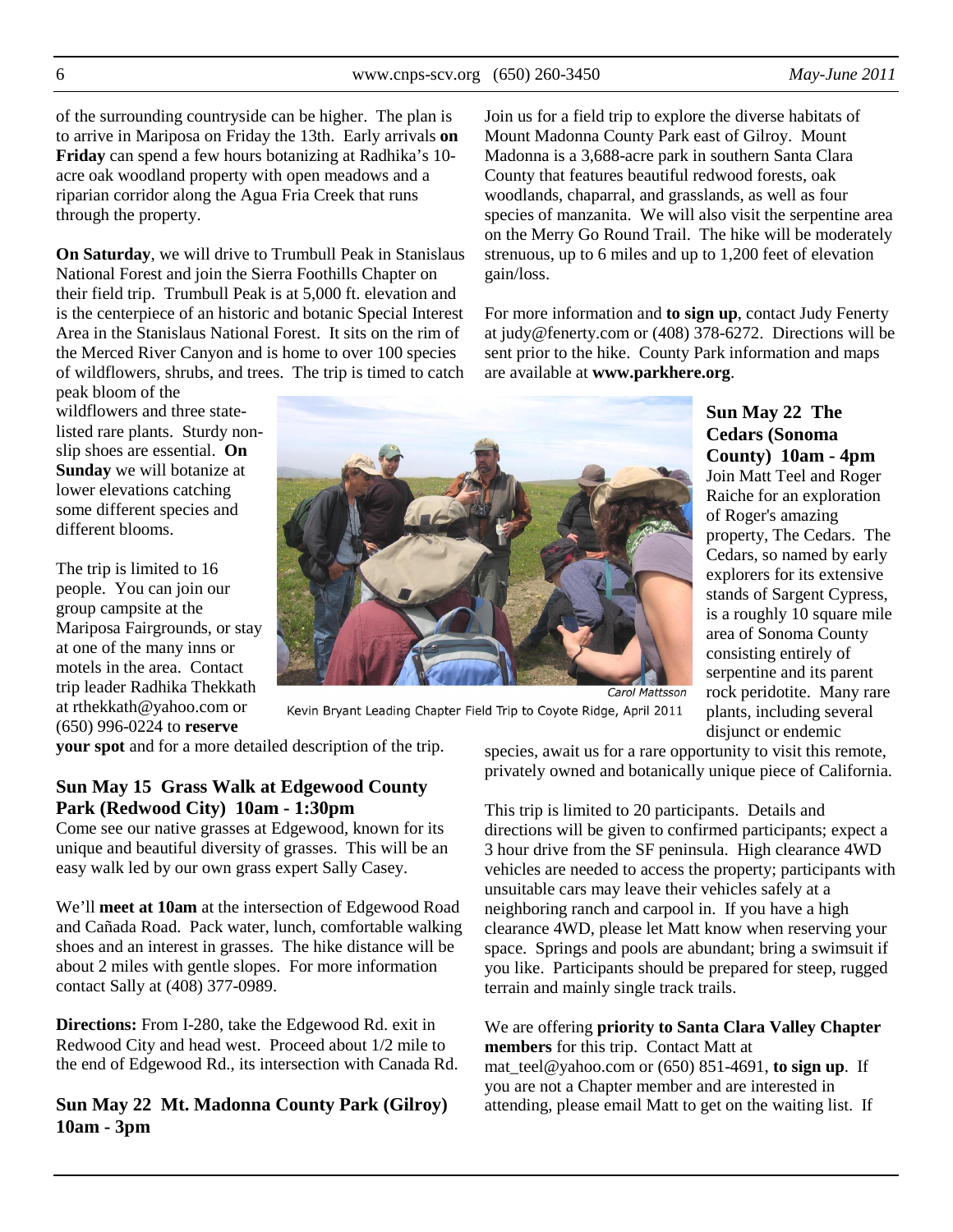of the surrounding countryside can be higher. The plan is to arrive in Mariposa on Friday the 13th. Early arrivals **on Friday** can spend a few hours botanizing at Radhika's 10-acre oak woodland property with open meadows and a riparian corridor along the Agua Fria Creek that runs through the property.

**On Saturday**, we will drive to Trumbull Peak in Stanislaus National Forest and join the Sierra Foothills Chapter on their field trip. Trumbull Peak is at 5,000 ft. elevation and is the centerpiece of an historic and botanic Special Interest Area in the Stanislaus National Forest. It sits on the rim of the Merced River Canyon and is home to over 100 species of wildflowers, shrubs, and trees. The trip is timed to catch peak bloom of the wildflowers and three state-listed rare plants. Sturdy non-slip shoes are essential. **On Sunday** we will botanize at lower elevations catching some different species and different blooms.

The trip is limited to 16 people. You can join our group campsite at the Mariposa Fairgrounds, or stay at one of the many inns or motels in the area. Contact trip leader Radhika Thekkath at rthekkath@yahoo.com or (650) 996-0224 to **reserve your spot** and for a more detailed description of the trip.

Carol Mattsson

Kevin Bryant Leading Chapter Field Trip to Coyote Ridge, April 2011

### Sun May 15 Grass Walk at Edgewood County Park (Redwood City) 10am - 1:30pm

Come see our native grasses at Edgewood, known for its unique and beautiful diversity of grasses. This will be an easy walk led by our own grass expert Sally Casey.

We'll **meet at 10am** at the intersection of Edgewood Road and Cañada Road. Pack water, lunch, comfortable walking shoes and an interest in grasses. The hike distance will be about 2 miles with gentle slopes. For more information contact Sally at (408) 377-0989.

**Directions:** From I-280, take the Edgewood Rd. exit in Redwood City and head west. Proceed about 1/2 mile to the end of Edgewood Rd., its intersection with Canada Rd.

### Sun May 22 Mt. Madonna County Park (Gilroy) 10am - 3pm

Join us for a field trip to explore the diverse habitats of Mount Madonna County Park east of Gilroy. Mount Madonna is a 3,688-acre park in southern Santa Clara County that features beautiful redwood forests, oak woodlands, chaparral, and grasslands, as well as four species of manzanita. We will also visit the serpentine area on the Merry Go Round Trail. The hike will be moderately strenuous, up to 6 miles and up to 1,200 feet of elevation gain/loss.

For more information and **to sign up**, contact Judy Fenerty at judy@fenerty.com or (408) 378-6272. Directions will be sent prior to the hike. County Park information and maps are available at **www.parkhere.org**.

### Sun May 22 The Cedars (Sonoma County) 10am - 4pm

Join Matt Teel and Roger Raiche for an exploration of Roger's amazing property, The Cedars. The Cedars, so named by early explorers for its extensive stands of Sargent Cypress, is a roughly 10 square mile area of Sonoma County consisting entirely of serpentine and its parent rock peridotite. Many rare plants, including several disjunct or endemic species, await us for a rare opportunity to visit this remote, privately owned and botanically unique piece of California.

This trip is limited to 20 participants. Details and directions will be given to confirmed participants; expect a 3 hour drive from the SF peninsula. High clearance 4WD vehicles are needed to access the property; participants with unsuitable cars may leave their vehicles safely at a neighboring ranch and carpool in. If you have a high clearance 4WD, please let Matt know when reserving your space. Springs and pools are abundant; bring a swimsuit if you like. Participants should be prepared for steep, rugged terrain and mainly single track trails.

We are offering **priority to Santa Clara Valley Chapter members** for this trip. Contact Matt at mat_teel@yahoo.com or (650) 851-4691, **to sign up**. If you are not a Chapter member and are interested in attending, please email Matt to get on the waiting list. If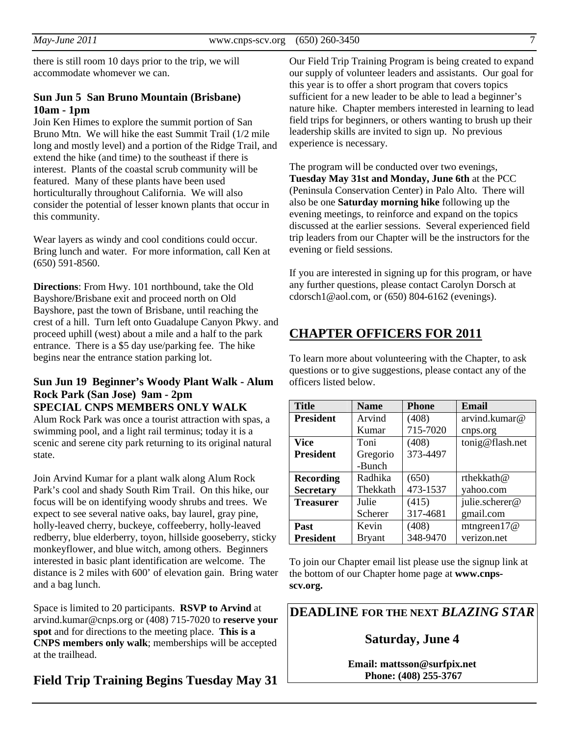there is still room 10 days prior to the trip, we will accommodate whomever we can.

### Sun Jun 5 San Bruno Mountain (Brisbane) 10am - 1pm

Join Ken Himes to explore the summit portion of San Bruno Mtn. We will hike the east Summit Trail (1/2 mile long and mostly level) and a portion of the Ridge Trail, and extend the hike (and time) to the southeast if there is interest. Plants of the coastal scrub community will be featured. Many of these plants have been used horticulturally throughout California. We will also consider the potential of lesser known plants that occur in this community.

Wear layers as windy and cool conditions could occur. Bring lunch and water. For more information, call Ken at (650) 591-8560.

**Directions**: From Hwy. 101 northbound, take the Old Bayshore/Brisbane exit and proceed north on Old Bayshore, past the town of Brisbane, until reaching the crest of a hill. Turn left onto Guadalupe Canyon Pkwy. and proceed uphill (west) about a mile and a half to the park entrance. There is a $5 day use/parking fee. The hike begins near the entrance station parking lot.

### Sun Jun 19 Beginner's Woody Plant Walk - Alum Rock Park (San Jose) 9am - 2pm
### SPECIAL CNPS MEMBERS ONLY WALK

Alum Rock Park was once a tourist attraction with spas, a swimming pool, and a light rail terminus; today it is a scenic and serene city park returning to its original natural state.

Join Arvind Kumar for a plant walk along Alum Rock Park's cool and shady South Rim Trail. On this hike, our focus will be on identifying woody shrubs and trees. We expect to see several native oaks, bay laurel, gray pine, holly-leaved cherry, buckeye, coffeeberry, holly-leaved redberry, blue elderberry, toyon, hillside gooseberry, sticky monkeyflower, and blue witch, among others. Beginners interested in basic plant identification are welcome. The distance is 2 miles with 600' of elevation gain. Bring water and a bag lunch.

Space is limited to 20 participants. **RSVP to Arvind** at arvind.kumar@cnps.org or (408) 715-7020 to **reserve your spot** and for directions to the meeting place. **This is a CNPS members only walk**; memberships will be accepted at the trailhead.

## Field Trip Training Begins Tuesday May 31

Our Field Trip Training Program is being created to expand our supply of volunteer leaders and assistants. Our goal for this year is to offer a short program that covers topics sufficient for a new leader to be able to lead a beginner's nature hike. Chapter members interested in learning to lead field trips for beginners, or others wanting to brush up their leadership skills are invited to sign up. No previous experience is necessary.

The program will be conducted over two evenings, **Tuesday May 31st and Monday, June 6th** at the PCC (Peninsula Conservation Center) in Palo Alto. There will also be one **Saturday morning hike** following up the evening meetings, to reinforce and expand on the topics discussed at the earlier sessions. Several experienced field trip leaders from our Chapter will be the instructors for the evening or field sessions.

If you are interested in signing up for this program, or have any further questions, please contact Carolyn Dorsch at cdorsch1@aol.com, or (650) 804-6162 (evenings).

## CHAPTER OFFICERS FOR 2011

To learn more about volunteering with the Chapter, to ask questions or to give suggestions, please contact any of the officers listed below.

| Title | Name | Phone | Email |
|---|---|---|---|
| **President** | Arvind Kumar | (408) 715-7020 | arvind.kumar@cnps.org |
| **Vice President** | Toni Gregorio-Bunch | (408) 373-4497 | tonig@flash.net |
| **Recording Secretary** | Radhika Thekkath | (650) 473-1537 | rthekkath@yahoo.com |
| **Treasurer** | Julie Scherer | (415) 317-4681 | julie.scherer@gmail.com |
| **Past President** | Kevin Bryant | (408) 348-9470 | mtngreen17@verizon.net |

To join our Chapter email list please use the signup link at the bottom of our Chapter home page at **www.cnps-scv.org.**

**DEADLINE FOR THE NEXT *BLAZING STAR***

**Saturday, June 4**

**Email: mattsson@surfpix.net**
**Phone: (408) 255-3767**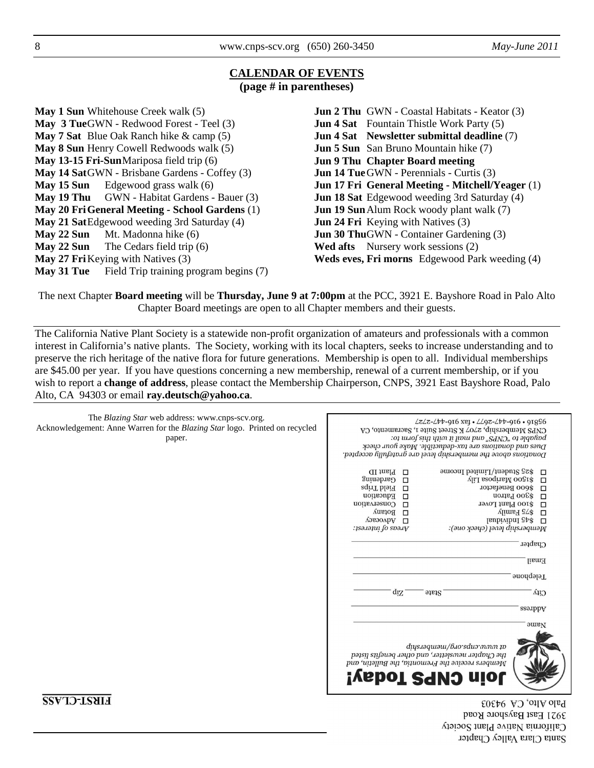## CALENDAR OF EVENTS
**(page # in parentheses)**

**May 1 Sun** Whitehouse Creek walk (5)
**May 3 Tue** GWN - Redwood Forest - Teel (3)
**May 7 Sat** Blue Oak Ranch hike & camp (5)
**May 8 Sun** Henry Cowell Redwoods walk (5)
**May 13-15 Fri-Sun** Mariposa field trip (6)
**May 14 Sat** GWN - Brisbane Gardens - Coffey (3)
**May 15 Sun** Edgewood grass walk (6)
**May 19 Thu** GWN - Habitat Gardens - Bauer (3)
**May 20 Fri General Meeting - School Gardens** (1)
**May 21 Sat** Edgewood weeding 3rd Saturday (4)
**May 22 Sun** Mt. Madonna hike (6)
**May 22 Sun** The Cedars field trip (6)
**May 27 Fri** Keying with Natives (3)
**May 31 Tue** Field Trip training program begins (7)
**Jun 2 Thu** GWN - Coastal Habitats - Keator (3)
**Jun 4 Sat** Fountain Thistle Work Party (5)
**Jun 4 Sat Newsletter submittal deadline** (7)
**Jun 5 Sun** San Bruno Mountain hike (7)
**Jun 9 Thu Chapter Board meeting**
**Jun 14 Tue** GWN - Perennials - Curtis (3)
**Jun 17 Fri General Meeting - Mitchell/Yeager** (1)
**Jun 18 Sat** Edgewood weeding 3rd Saturday (4)
**Jun 19 Sun** Alum Rock woody plant walk (7)
**Jun 24 Fri** Keying with Natives (3)
**Jun 30 Thu** GWN - Container Gardening (3)
**Wed afts** Nursery work sessions (2)
**Weds eves, Fri morns** Edgewood Park weeding (4)

The next Chapter **Board meeting** will be **Thursday, June 9 at 7:00pm** at the PCC, 3921 E. Bayshore Road in Palo Alto
Chapter Board meetings are open to all Chapter members and their guests.

---

The California Native Plant Society is a statewide non-profit organization of amateurs and professionals with a common interest in California's native plants. The Society, working with its local chapters, seeks to increase understanding and to preserve the rich heritage of the native flora for future generations. Membership is open to all. Individual memberships are $45.00 per year. If you have questions concerning a new membership, renewal of a current membership, or if you wish to report a **change of address**, please contact the Membership Chairperson, CNPS, 3921 East Bayshore Road, Palo Alto, CA 94303 or email **ray.deutsch@yahoo.ca**.

---

The *Blazing Star* web address: www.cnps-scv.org.
Acknowledgement: Anne Warren for the *Blazing Star* logo. Printed on recycled paper.

Santa Clara Valley Chapter
California Native Plant Society
3921 East Bayshore Road
Palo Alto, CA 94303

**FIRST-CLASS**

### Join CNPS Today!

*Members receive the Fremontia, the Bulletin, and the Chapter newsletter, and other benefits listed at www.cnps.org/membership*

Name ______
Address ______
City ______ State ______ Zip ______
Telephone ______
Email ______
Chapter ______

*Membership level (check one):*
- ☐ $45 Individual
- ☐ $75 Family
- ☐ $100 Plant Lover
- ☐ $300 Patron
- ☐ $600 Benefactor
- ☐ $1500 Mariposa Lily
- ☐ $25 Student/Limited Income

*Areas of interest:*
- ☐ Advocacy
- ☐ Botany
- ☐ Conservation
- ☐ Education
- ☐ Field Trips
- ☐ Gardening
- ☐ Plant ID

*Donations above the membership level are gratefully accepted. Dues and donations are tax-deductible. Make your check payable to "CNPS" and mail it with this form to:*
CNPS Membership, 2707 K Street Suite 1, Sacramento, CA 95816 • 916-447-2677 • fax 916-447-2727